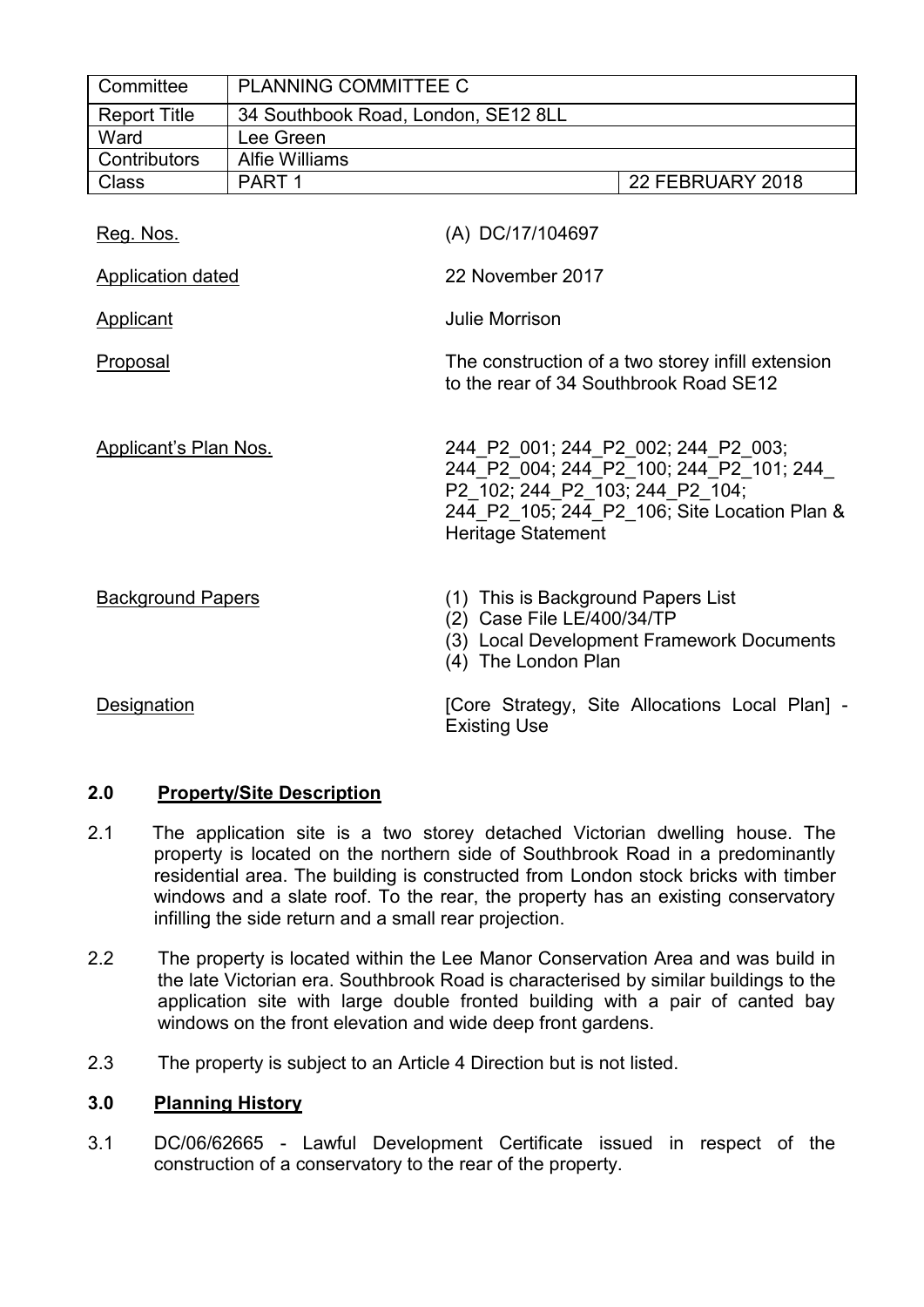| Committee | PLANNING COMMITTEE C | |
|---|---|---|
| Report Title | 34 Southbook Road, London, SE12 8LL | |
| Ward | Lee Green | |
| Contributors | Alfie Williams | |
| Class | PART 1 | 22 FEBRUARY 2018 |

| | |
|---|---|
| Reg. Nos. | (A) DC/17/104697 |
| Application dated | 22 November 2017 |
| Applicant | Julie Morrison |
| Proposal | The construction of a two storey infill extension to the rear of 34 Southbrook Road SE12 |
| Applicant's Plan Nos. | 244_P2_001; 244_P2_002; 244_P2_003; 244_P2_004; 244_P2_100; 244_P2_101; 244_ P2_102; 244_P2_103; 244_P2_104; 244_P2_105; 244_P2_106; Site Location Plan & Heritage Statement |
| Background Papers | (1) This is Background Papers List<br>(2) Case File LE/400/34/TP<br>(3) Local Development Framework Documents<br>(4) The London Plan |
| Designation | [Core Strategy, Site Allocations Local Plan] - Existing Use |

## 2.0 Property/Site Description

2.1 The application site is a two storey detached Victorian dwelling house. The property is located on the northern side of Southbrook Road in a predominantly residential area. The building is constructed from London stock bricks with timber windows and a slate roof. To the rear, the property has an existing conservatory infilling the side return and a small rear projection.

2.2 The property is located within the Lee Manor Conservation Area and was build in the late Victorian era. Southbrook Road is characterised by similar buildings to the application site with large double fronted building with a pair of canted bay windows on the front elevation and wide deep front gardens.

2.3 The property is subject to an Article 4 Direction but is not listed.

## 3.0 Planning History

3.1 DC/06/62665 - Lawful Development Certificate issued in respect of the construction of a conservatory to the rear of the property.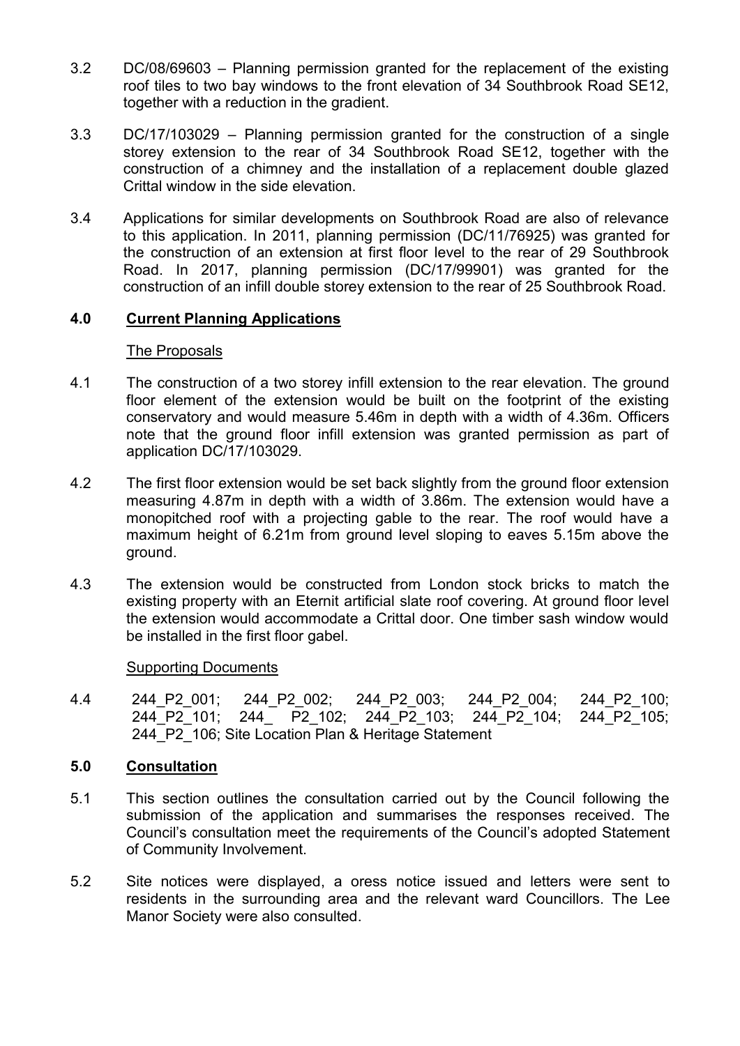3.2 DC/08/69603 – Planning permission granted for the replacement of the existing roof tiles to two bay windows to the front elevation of 34 Southbrook Road SE12, together with a reduction in the gradient.

3.3 DC/17/103029 – Planning permission granted for the construction of a single storey extension to the rear of 34 Southbrook Road SE12, together with the construction of a chimney and the installation of a replacement double glazed Crittal window in the side elevation.

3.4 Applications for similar developments on Southbrook Road are also of relevance to this application. In 2011, planning permission (DC/11/76925) was granted for the construction of an extension at first floor level to the rear of 29 Southbrook Road. In 2017, planning permission (DC/17/99901) was granted for the construction of an infill double storey extension to the rear of 25 Southbrook Road.

## 4.0 Current Planning Applications

### The Proposals

4.1 The construction of a two storey infill extension to the rear elevation. The ground floor element of the extension would be built on the footprint of the existing conservatory and would measure 5.46m in depth with a width of 4.36m. Officers note that the ground floor infill extension was granted permission as part of application DC/17/103029.

4.2 The first floor extension would be set back slightly from the ground floor extension measuring 4.87m in depth with a width of 3.86m. The extension would have a monopitched roof with a projecting gable to the rear. The roof would have a maximum height of 6.21m from ground level sloping to eaves 5.15m above the ground.

4.3 The extension would be constructed from London stock bricks to match the existing property with an Eternit artificial slate roof covering. At ground floor level the extension would accommodate a Crittal door. One timber sash window would be installed in the first floor gabel.

### Supporting Documents

4.4 244_P2_001; 244_P2_002; 244_P2_003; 244_P2_004; 244_P2_100; 244_P2_101; 244_ P2_102; 244_P2_103; 244_P2_104; 244_P2_105; 244_P2_106; Site Location Plan & Heritage Statement

## 5.0 Consultation

5.1 This section outlines the consultation carried out by the Council following the submission of the application and summarises the responses received. The Council's consultation meet the requirements of the Council's adopted Statement of Community Involvement.

5.2 Site notices were displayed, a oress notice issued and letters were sent to residents in the surrounding area and the relevant ward Councillors. The Lee Manor Society were also consulted.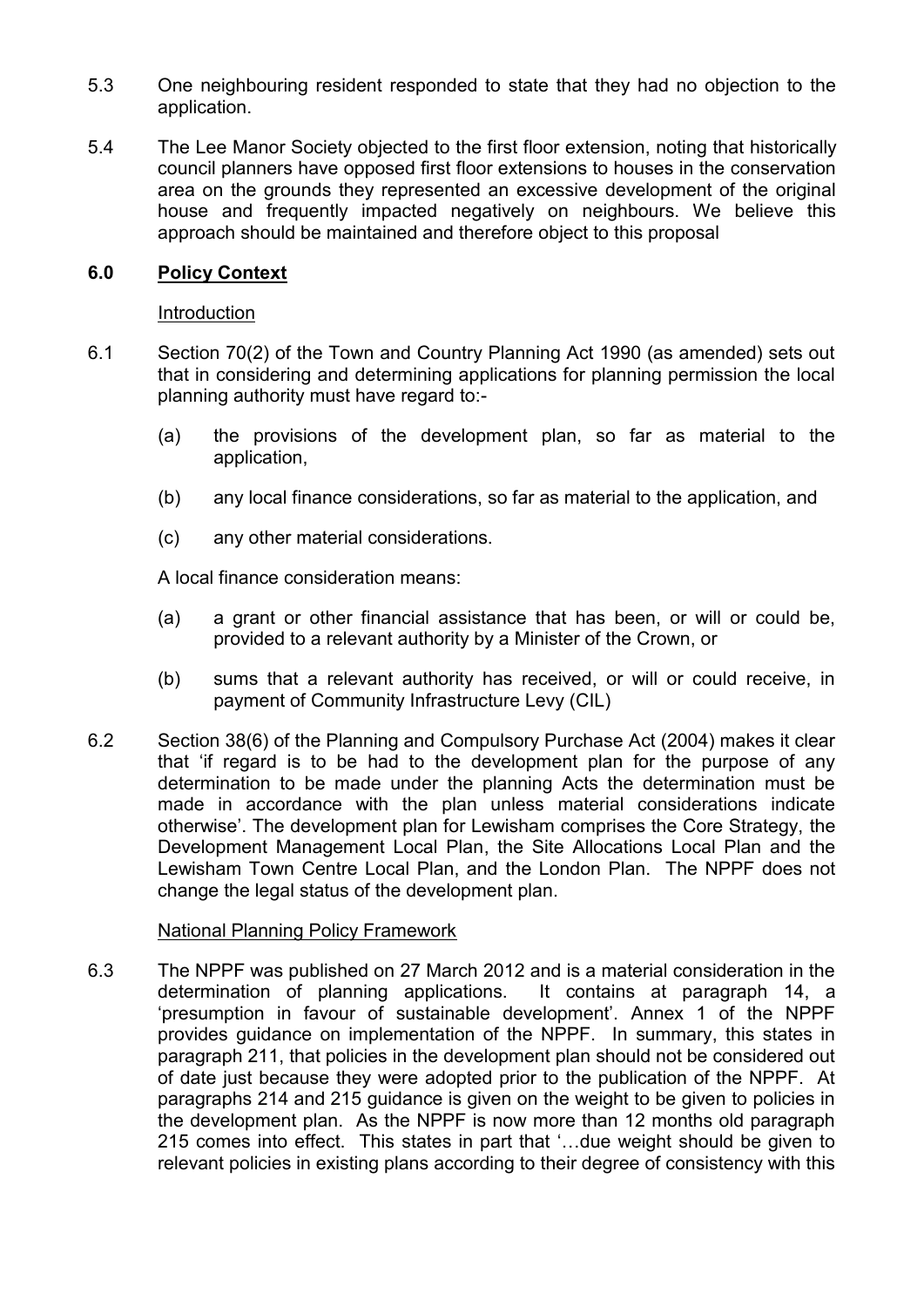5.3 One neighbouring resident responded to state that they had no objection to the application.

5.4 The Lee Manor Society objected to the first floor extension, noting that historically council planners have opposed first floor extensions to houses in the conservation area on the grounds they represented an excessive development of the original house and frequently impacted negatively on neighbours. We believe this approach should be maintained and therefore object to this proposal

## 6.0 Policy Context

Introduction

6.1 Section 70(2) of the Town and Country Planning Act 1990 (as amended) sets out that in considering and determining applications for planning permission the local planning authority must have regard to:-

(a) the provisions of the development plan, so far as material to the application,

(b) any local finance considerations, so far as material to the application, and

(c) any other material considerations.

A local finance consideration means:

(a) a grant or other financial assistance that has been, or will or could be, provided to a relevant authority by a Minister of the Crown, or

(b) sums that a relevant authority has received, or will or could receive, in payment of Community Infrastructure Levy (CIL)

6.2 Section 38(6) of the Planning and Compulsory Purchase Act (2004) makes it clear that 'if regard is to be had to the development plan for the purpose of any determination to be made under the planning Acts the determination must be made in accordance with the plan unless material considerations indicate otherwise'. The development plan for Lewisham comprises the Core Strategy, the Development Management Local Plan, the Site Allocations Local Plan and the Lewisham Town Centre Local Plan, and the London Plan. The NPPF does not change the legal status of the development plan.

National Planning Policy Framework

6.3 The NPPF was published on 27 March 2012 and is a material consideration in the determination of planning applications. It contains at paragraph 14, a 'presumption in favour of sustainable development'. Annex 1 of the NPPF provides guidance on implementation of the NPPF. In summary, this states in paragraph 211, that policies in the development plan should not be considered out of date just because they were adopted prior to the publication of the NPPF. At paragraphs 214 and 215 guidance is given on the weight to be given to policies in the development plan. As the NPPF is now more than 12 months old paragraph 215 comes into effect. This states in part that '…due weight should be given to relevant policies in existing plans according to their degree of consistency with this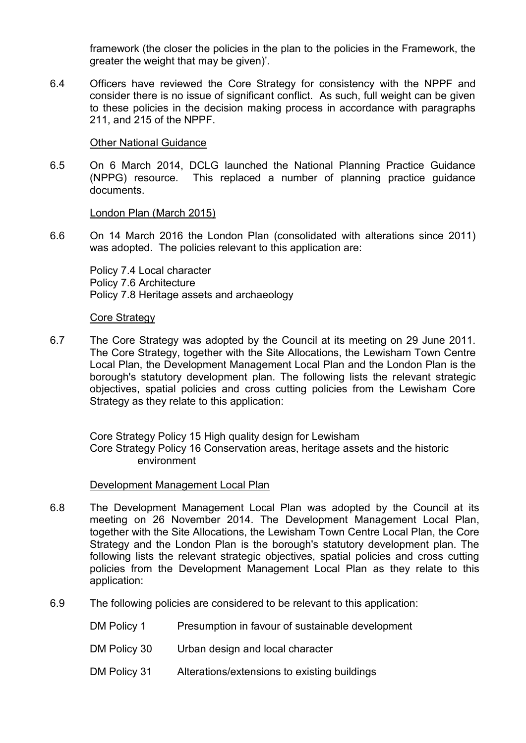framework (the closer the policies in the plan to the policies in the Framework, the greater the weight that may be given)'.

6.4 Officers have reviewed the Core Strategy for consistency with the NPPF and consider there is no issue of significant conflict. As such, full weight can be given to these policies in the decision making process in accordance with paragraphs 211, and 215 of the NPPF.

Other National Guidance

6.5 On 6 March 2014, DCLG launched the National Planning Practice Guidance (NPPG) resource. This replaced a number of planning practice guidance documents.

London Plan (March 2015)

6.6 On 14 March 2016 the London Plan (consolidated with alterations since 2011) was adopted. The policies relevant to this application are:

Policy 7.4 Local character
Policy 7.6 Architecture
Policy 7.8 Heritage assets and archaeology

Core Strategy

6.7 The Core Strategy was adopted by the Council at its meeting on 29 June 2011. The Core Strategy, together with the Site Allocations, the Lewisham Town Centre Local Plan, the Development Management Local Plan and the London Plan is the borough's statutory development plan. The following lists the relevant strategic objectives, spatial policies and cross cutting policies from the Lewisham Core Strategy as they relate to this application:

Core Strategy Policy 15 High quality design for Lewisham
Core Strategy Policy 16 Conservation areas, heritage assets and the historic environment

Development Management Local Plan

6.8 The Development Management Local Plan was adopted by the Council at its meeting on 26 November 2014. The Development Management Local Plan, together with the Site Allocations, the Lewisham Town Centre Local Plan, the Core Strategy and the London Plan is the borough's statutory development plan. The following lists the relevant strategic objectives, spatial policies and cross cutting policies from the Development Management Local Plan as they relate to this application:

6.9 The following policies are considered to be relevant to this application:

DM Policy 1 Presumption in favour of sustainable development

DM Policy 30 Urban design and local character

DM Policy 31 Alterations/extensions to existing buildings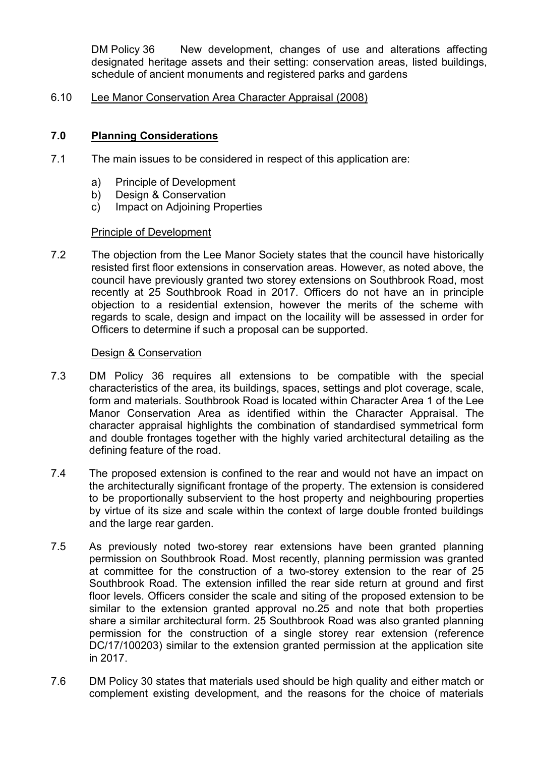DM Policy 36 New development, changes of use and alterations affecting designated heritage assets and their setting: conservation areas, listed buildings, schedule of ancient monuments and registered parks and gardens

6.10 Lee Manor Conservation Area Character Appraisal (2008)

## 7.0 Planning Considerations

7.1 The main issues to be considered in respect of this application are:

a) Principle of Development
b) Design & Conservation
c) Impact on Adjoining Properties

### Principle of Development

7.2 The objection from the Lee Manor Society states that the council have historically resisted first floor extensions in conservation areas. However, as noted above, the council have previously granted two storey extensions on Southbrook Road, most recently at 25 Southbrook Road in 2017. Officers do not have an in principle objection to a residential extension, however the merits of the scheme with regards to scale, design and impact on the locaility will be assessed in order for Officers to determine if such a proposal can be supported.

### Design & Conservation

7.3 DM Policy 36 requires all extensions to be compatible with the special characteristics of the area, its buildings, spaces, settings and plot coverage, scale, form and materials. Southbrook Road is located within Character Area 1 of the Lee Manor Conservation Area as identified within the Character Appraisal. The character appraisal highlights the combination of standardised symmetrical form and double frontages together with the highly varied architectural detailing as the defining feature of the road.

7.4 The proposed extension is confined to the rear and would not have an impact on the architecturally significant frontage of the property. The extension is considered to be proportionally subservient to the host property and neighbouring properties by virtue of its size and scale within the context of large double fronted buildings and the large rear garden.

7.5 As previously noted two-storey rear extensions have been granted planning permission on Southbrook Road. Most recently, planning permission was granted at committee for the construction of a two-storey extension to the rear of 25 Southbrook Road. The extension infilled the rear side return at ground and first floor levels. Officers consider the scale and siting of the proposed extension to be similar to the extension granted approval no.25 and note that both properties share a similar architectural form. 25 Southbrook Road was also granted planning permission for the construction of a single storey rear extension (reference DC/17/100203) similar to the extension granted permission at the application site in 2017.

7.6 DM Policy 30 states that materials used should be high quality and either match or complement existing development, and the reasons for the choice of materials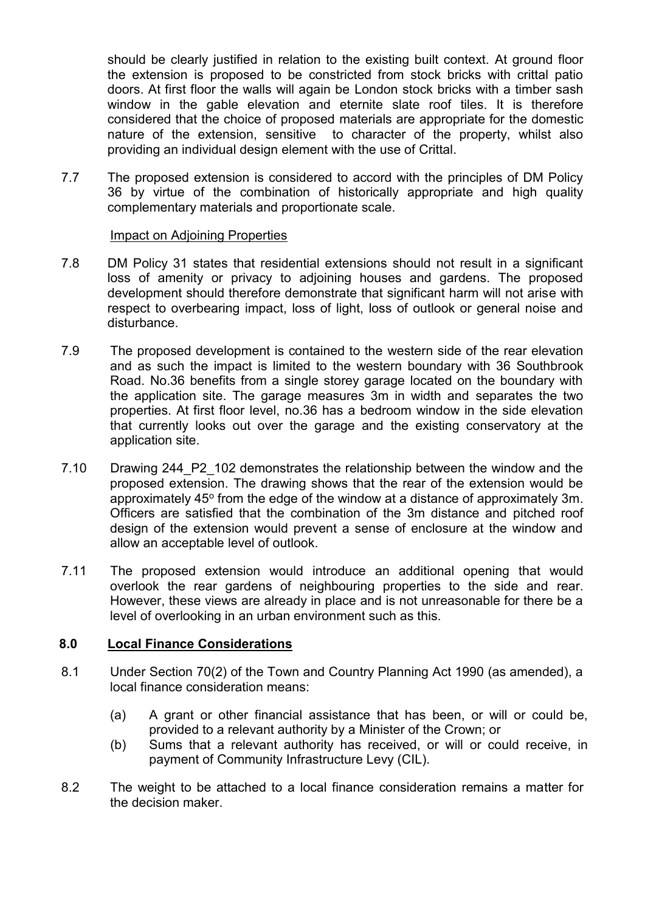should be clearly justified in relation to the existing built context. At ground floor the extension is proposed to be constricted from stock bricks with crittal patio doors. At first floor the walls will again be London stock bricks with a timber sash window in the gable elevation and eternite slate roof tiles. It is therefore considered that the choice of proposed materials are appropriate for the domestic nature of the extension, sensitive to character of the property, whilst also providing an individual design element with the use of Crittal.

7.7 The proposed extension is considered to accord with the principles of DM Policy 36 by virtue of the combination of historically appropriate and high quality complementary materials and proportionate scale.

Impact on Adjoining Properties

7.8 DM Policy 31 states that residential extensions should not result in a significant loss of amenity or privacy to adjoining houses and gardens. The proposed development should therefore demonstrate that significant harm will not arise with respect to overbearing impact, loss of light, loss of outlook or general noise and disturbance.

7.9 The proposed development is contained to the western side of the rear elevation and as such the impact is limited to the western boundary with 36 Southbrook Road. No.36 benefits from a single storey garage located on the boundary with the application site. The garage measures 3m in width and separates the two properties. At first floor level, no.36 has a bedroom window in the side elevation that currently looks out over the garage and the existing conservatory at the application site.

7.10 Drawing 244_P2_102 demonstrates the relationship between the window and the proposed extension. The drawing shows that the rear of the extension would be approximately 45$^{o}$ from the edge of the window at a distance of approximately 3m. Officers are satisfied that the combination of the 3m distance and pitched roof design of the extension would prevent a sense of enclosure at the window and allow an acceptable level of outlook.

7.11 The proposed extension would introduce an additional opening that would overlook the rear gardens of neighbouring properties to the side and rear. However, these views are already in place and is not unreasonable for there be a level of overlooking in an urban environment such as this.

## 8.0 Local Finance Considerations

8.1 Under Section 70(2) of the Town and Country Planning Act 1990 (as amended), a local finance consideration means:

(a) A grant or other financial assistance that has been, or will or could be, provided to a relevant authority by a Minister of the Crown; or

(b) Sums that a relevant authority has received, or will or could receive, in payment of Community Infrastructure Levy (CIL).

8.2 The weight to be attached to a local finance consideration remains a matter for the decision maker.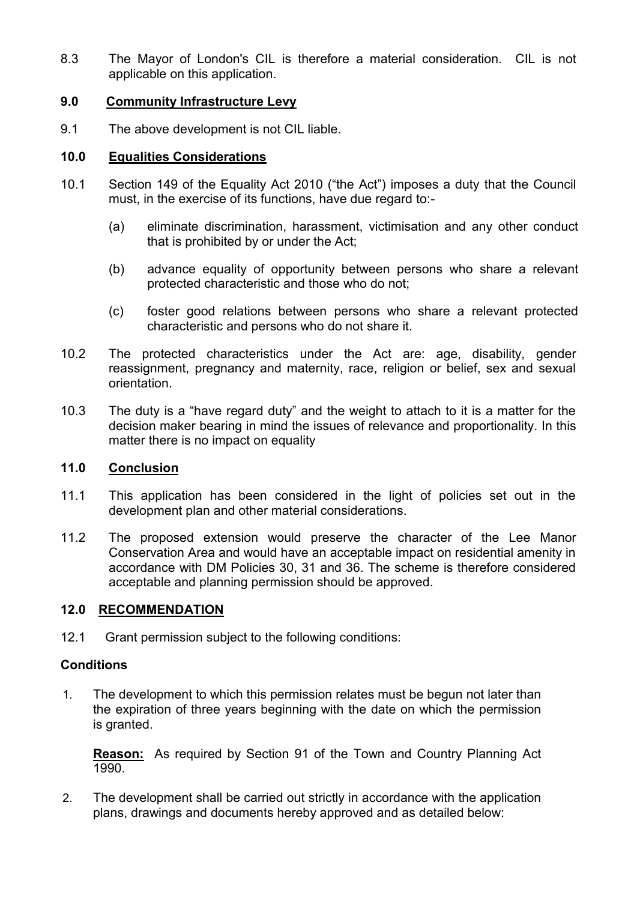8.3 The Mayor of London's CIL is therefore a material consideration. CIL is not applicable on this application.

## 9.0 Community Infrastructure Levy

9.1 The above development is not CIL liable.

## 10.0 Equalities Considerations

10.1 Section 149 of the Equality Act 2010 ("the Act") imposes a duty that the Council must, in the exercise of its functions, have due regard to:-

(a) eliminate discrimination, harassment, victimisation and any other conduct that is prohibited by or under the Act;

(b) advance equality of opportunity between persons who share a relevant protected characteristic and those who do not;

(c) foster good relations between persons who share a relevant protected characteristic and persons who do not share it.

10.2 The protected characteristics under the Act are: age, disability, gender reassignment, pregnancy and maternity, race, religion or belief, sex and sexual orientation.

10.3 The duty is a "have regard duty" and the weight to attach to it is a matter for the decision maker bearing in mind the issues of relevance and proportionality. In this matter there is no impact on equality

## 11.0 Conclusion

11.1 This application has been considered in the light of policies set out in the development plan and other material considerations.

11.2 The proposed extension would preserve the character of the Lee Manor Conservation Area and would have an acceptable impact on residential amenity in accordance with DM Policies 30, 31 and 36. The scheme is therefore considered acceptable and planning permission should be approved.

## 12.0 RECOMMENDATION

12.1 Grant permission subject to the following conditions:

### Conditions

1. The development to which this permission relates must be begun not later than the expiration of three years beginning with the date on which the permission is granted.

   **Reason:** As required by Section 91 of the Town and Country Planning Act 1990.

2. The development shall be carried out strictly in accordance with the application plans, drawings and documents hereby approved and as detailed below: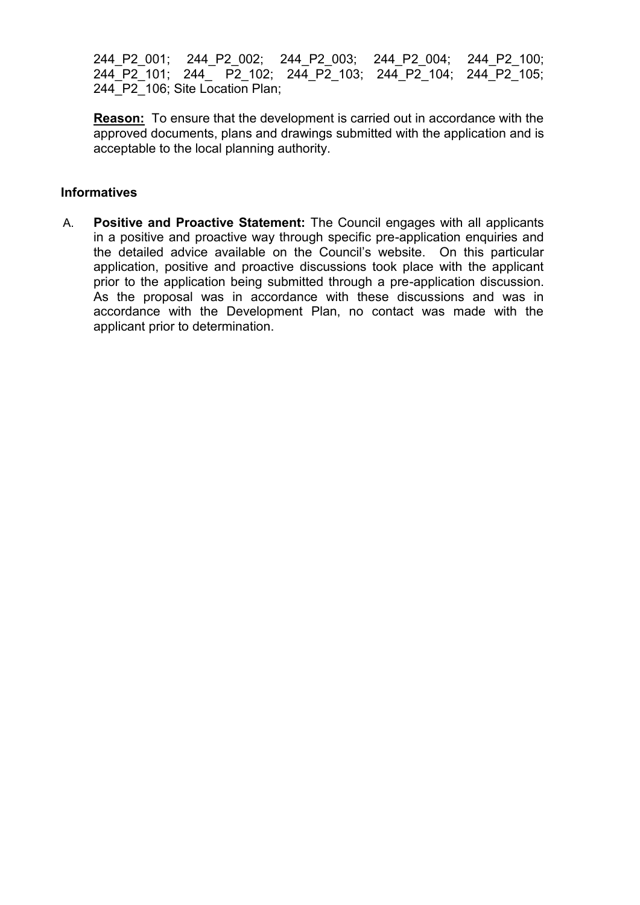244_P2_001; 244_P2_002; 244_P2_003; 244_P2_004; 244_P2_100; 244_P2_101; 244_ P2_102; 244_P2_103; 244_P2_104; 244_P2_105; 244_P2_106; Site Location Plan;

**Reason:** To ensure that the development is carried out in accordance with the approved documents, plans and drawings submitted with the application and is acceptable to the local planning authority.

### Informatives

A. **Positive and Proactive Statement:** The Council engages with all applicants in a positive and proactive way through specific pre-application enquiries and the detailed advice available on the Council's website. On this particular application, positive and proactive discussions took place with the applicant prior to the application being submitted through a pre-application discussion. As the proposal was in accordance with these discussions and was in accordance with the Development Plan, no contact was made with the applicant prior to determination.